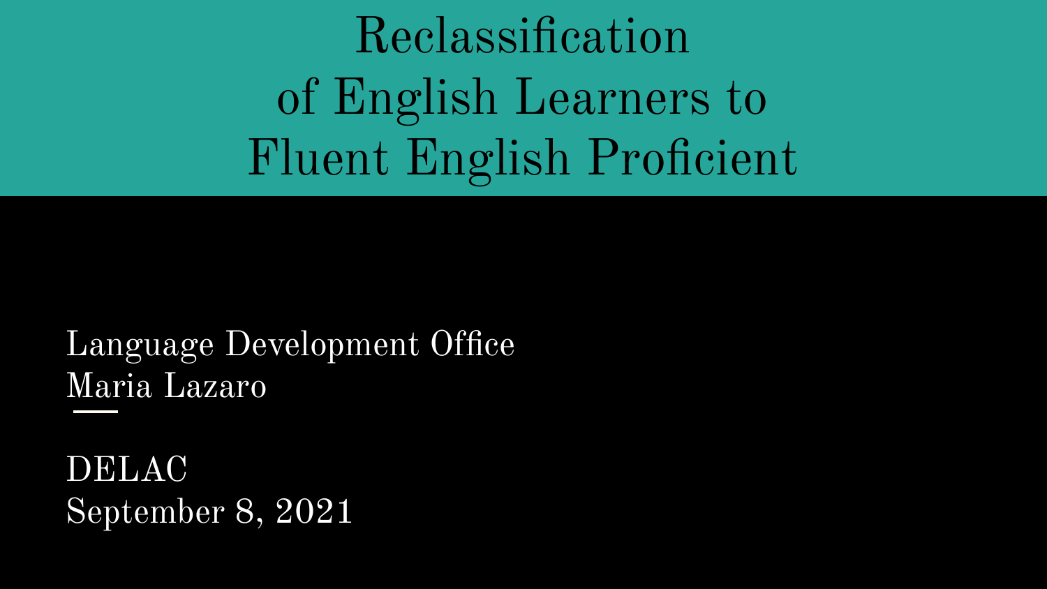# Reclassification of English Learners to Fluent English Proficient

Language Development Office
Maria Lazaro

DELAC
September 8, 2021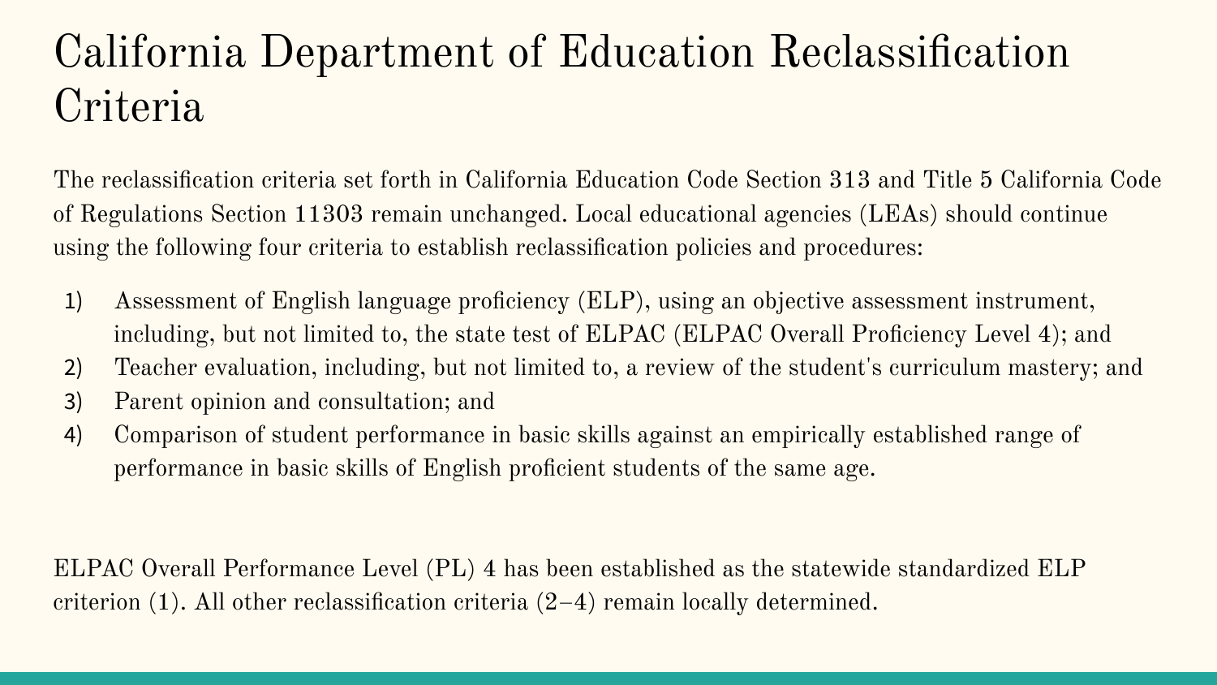# California Department of Education Reclassification Criteria

The reclassification criteria set forth in California Education Code Section 313 and Title 5 California Code of Regulations Section 11303 remain unchanged. Local educational agencies (LEAs) should continue using the following four criteria to establish reclassification policies and procedures:

1) Assessment of English language proficiency (ELP), using an objective assessment instrument, including, but not limited to, the state test of ELPAC (ELPAC Overall Proficiency Level 4); and
2) Teacher evaluation, including, but not limited to, a review of the student's curriculum mastery; and
3) Parent opinion and consultation; and
4) Comparison of student performance in basic skills against an empirically established range of performance in basic skills of English proficient students of the same age.

ELPAC Overall Performance Level (PL) 4 has been established as the statewide standardized ELP criterion (1). All other reclassification criteria (2–4) remain locally determined.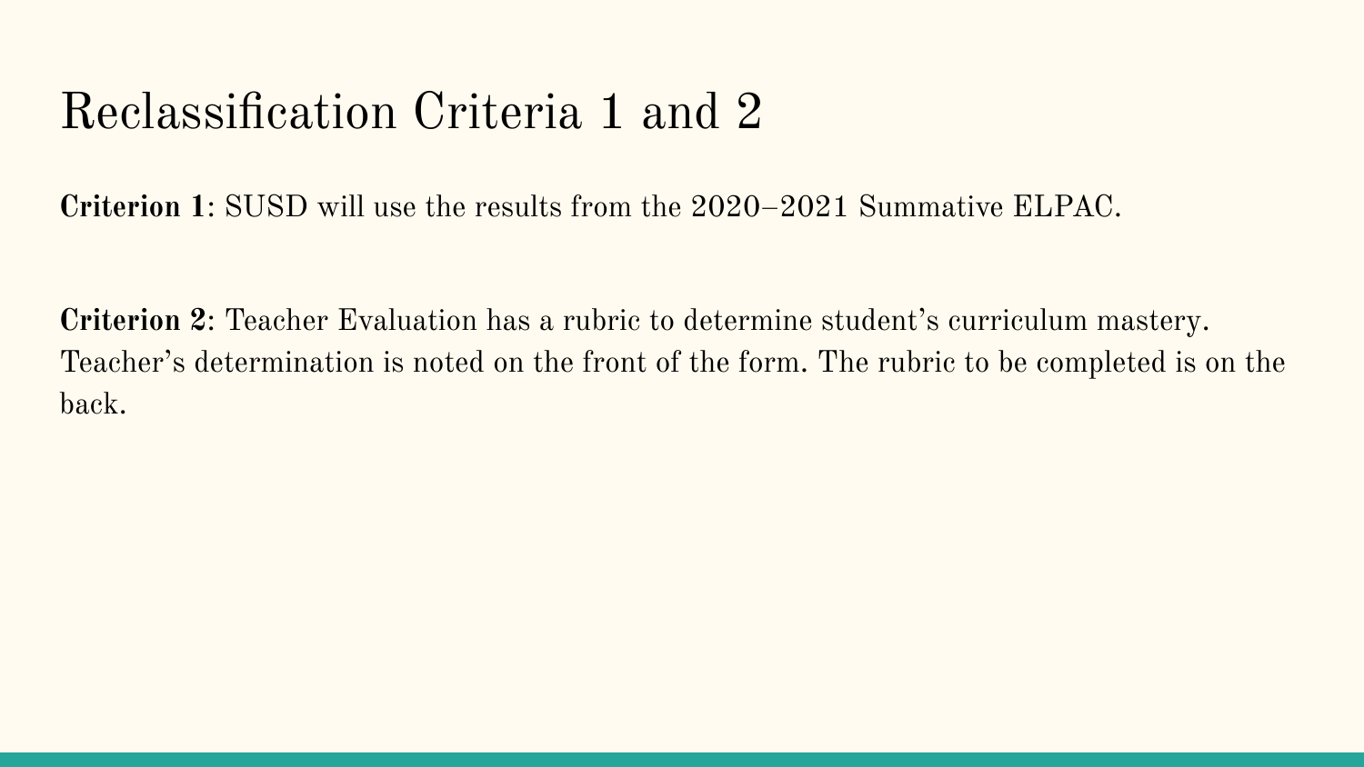# Reclassification Criteria 1 and 2

**Criterion 1**: SUSD will use the results from the 2020–2021 Summative ELPAC.

**Criterion 2**: Teacher Evaluation has a rubric to determine student's curriculum mastery. Teacher's determination is noted on the front of the form. The rubric to be completed is on the back.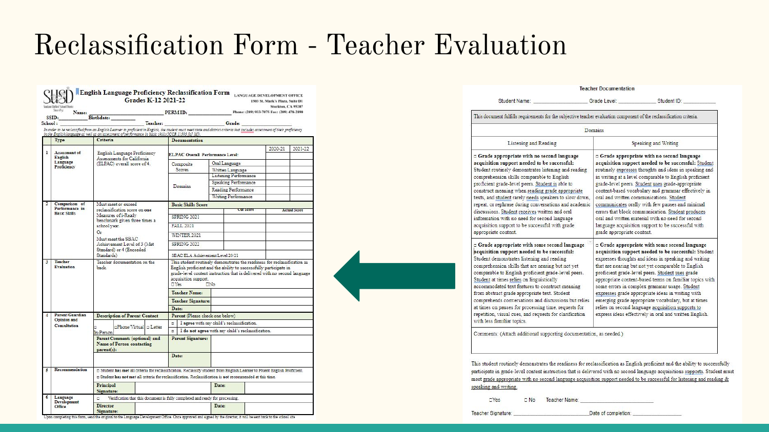# Reclassification Form - Teacher Evaluation

**SUSD** **English Language Proficiency Reclassification Form** Grades K-12 2021-22

LANGUAGE DEVELOPMENT OFFICE
1503 St. Mark's Plaza, Suite D1
Stockton, CA 95207
Phone: (209) 933-7075 Fax: (209) 478-2100

Name: ____________________ PERM ID: ____________________

SSID: __________ Birthdate: __________

School: ____________________ Teacher: ____________________ Grade: __________

In order to be reclassified from an English Learner to proficient in English, the student must meet state and district criteria that includes assessment of their proficiency in the English language as well as an assessment of performance in basic skills (CCR 11303 [a]-[d]).

| | Type | Criteria | Documentation | | | |
|---|---|---|---|---|---|---|
| 1 | Assessment of English Language Proficiency | English Language Proficiency Assessments for California (ELPAC) overall score of 4. | | | 2020-21 | 2021-22 |
| | | | ELPAC Overall Performance Level: | | | |
| | | | Composite Scores | Oral Language | | |
| | | | | Written Language | | |
| | | | Domains | Listening Performance | | |
| | | | | Speaking Performance | | |
| | | | | Reading Performance | | |
| | | | | Writing Performance | | |
| 2 | Comparison of Performance in Basic Skills | Must meet or exceed reclassification score on one Measures of i-Ready benchmark given three times a school year. Or Must meet the SBAC Achievement Level of 3 (Met Standard) or 4 (Exceeded Standards) | Basic Skills Score | Cut Score | Actual Score | |
| | | | SPRING 2021 | | | |
| | | | FALL 2021 | | | |
| | | | WINTER 2021 | | | |
| | | | SPRING 2022 | | | |
| | | | SBAC ELA Achievement Level 20/21 | | | |
| 3 | Teacher Evaluation | Teacher documentation on the back. | This student routinely demonstrates the readiness for reclassification as English proficient and the ability to successfully participate in grade-level content instruction that is delivered with no second language acquisition support. ☐Yes ☐No | | | |
| | | | Teacher Name: | | | |
| | | | Teacher Signature: | | | |
| | | | Date: | | | |
| 4 | Parent/Guardian Opinion and Consultation | Description of Parent Contact: ☐ In-Person ☐Phone/Virtual ☐ Letter | Parent (Please check one below) | | | |
| | | | ☐ I agree with my child's reclassification. | | | |
| | | | ☐ I do not agree with my child's reclassification. | | | |
| | | Parent Comments (optional) and Name of Person contacting parent(s): | Parent Signature: | | | |
| | | | Date: | | | |
| 5 | Recommendation | ☐ Student has met all criteria for reclassification. Reclassify student from English Learner to Fluent English Proficient. ☐ Student has not met all criteria for reclassification. Reclassification is not recommended at this time. | | | | |
| | | Principal Signature: | | Date: | | |
| 6 | Language Development Office | ☐ Verification that this document is fully completed and ready for processing. | | | | |
| | | Director Signature: | | Date: | | |

Upon completing this form, send the original to the Language Development Office. Once approved and signed by the director, it will be sent back to the school site.

## Teacher Documentation

Student Name: ______________ Grade Level: __________ Student ID: __________

This document fulfills requirements for the subjective teacher evaluation component of the reclassification criteria.

| Domains | |
|---|---|
| Listening and Reading | Speaking and Writing |
| ☐ **Grade appropriate with no second language acquisition support needed to be successful:** Student routinely demonstrates listening and reading comprehension skills comparable to English proficient grade-level peers. Student is able to construct meaning when reading grade appropriate texts, and student rarely needs speakers to slow down, repeat, or rephrase during conversations and academic discussions. Student receives written and oral information with no need for second language acquisition support to be successful with grade appropriate content. | ☐ **Grade appropriate with no second language acquisition support needed to be successful:** Student routinely expresses thoughts and ideas in speaking and in writing at a level comparable to English proficient grade-level peers. Student uses grade-appropriate content-based vocabulary and grammar effectively in oral and written communications. Student communicates orally with few pauses and minimal errors that block communication. Student produces oral and written material with no need for second language acquisition support to be successful with grade appropriate content. |
| ☐ **Grade appropriate with some second language acquisition support needed to be successful:** Student demonstrates listening and reading comprehension skills that are nearing but not yet comparable to English proficient grade-level peers. Student at times relies on linguistically accommodated text features to construct meaning from abstract grade appropriate text. Student comprehends conversations and discussions but relies at times on pauses for processing time, requests for repetition, visual cues, and requests for clarification with less familiar topics. | ☐ **Grade appropriate with some second language acquisition support needed to be successful:** Student expresses thoughts and ideas in speaking and writing that are nearing but not yet comparable to English proficient grade-level peers. Student uses grade appropriate content-based terms on familiar topics with some errors in complex grammar usage. Student expresses grade appropriate ideas in writing with emerging grade appropriate vocabulary, but at times relies on second language acquisition supports to express ideas effectively in oral and written English. |
| Comments: (Attach additional supporting documentation, as needed.) | |

This student routinely demonstrates the readiness for reclassification as English proficient and the ability to successfully participate in grade-level content instruction that is delivered with no second language acquisitions supports. Student must meet grade appropriate with no second language acquisition support needed to be successful for listening and reading & speaking and writing.

☐Yes ☐ No Teacher Name: ____________________

Teacher Signature: ____________________ Date of completion: ____________________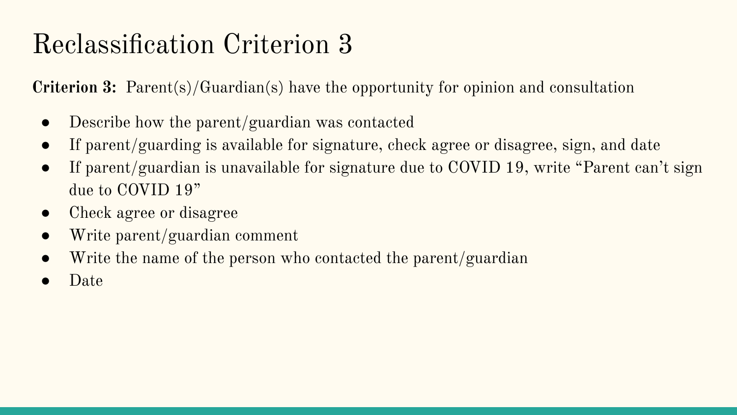# Reclassification Criterion 3

**Criterion 3:** Parent(s)/Guardian(s) have the opportunity for opinion and consultation

- Describe how the parent/guardian was contacted
- If parent/guarding is available for signature, check agree or disagree, sign, and date
- If parent/guardian is unavailable for signature due to COVID 19, write "Parent can't sign due to COVID 19"
- Check agree or disagree
- Write parent/guardian comment
- Write the name of the person who contacted the parent/guardian
- Date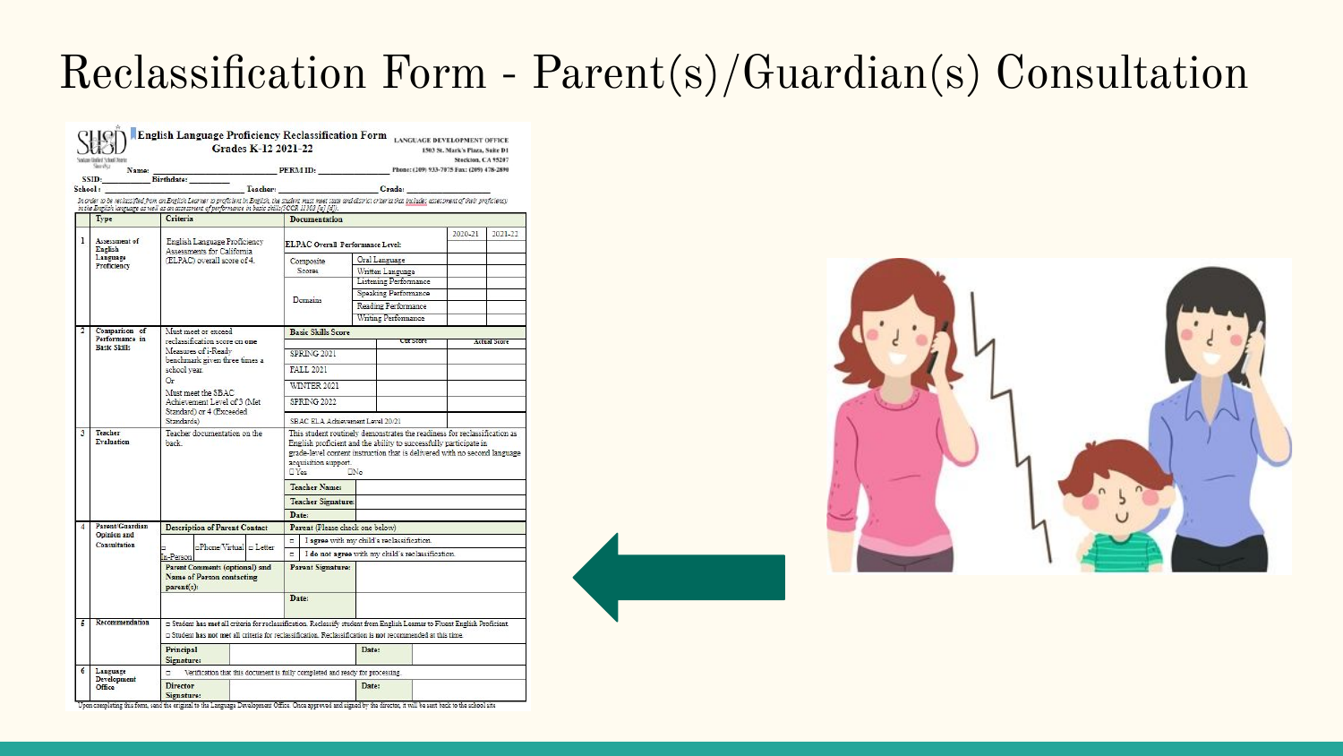# Reclassification Form - Parent(s)/Guardian(s) Consultation

**English Language Proficiency Reclassification Form**
**Grades K-12 2021-22**

LANGUAGE DEVELOPMENT OFFICE
1503 St. Mark's Plaza, Suite D1
Stockton, CA 95207
Phone: (209) 933-7075 Fax: (209) 478-2890

Name: ______________ PERM ID: ______________
SSID: ________ Birthdate: ________
School: ________ Teacher: ______________ Grade: ________

*In order to be reclassified from an English Learner to proficient in English, the student must meet state and district criteria that include: assessment of their proficiency in the English language as well as an assessment of performance in basic skills (5CCR 11303 [a]-[d]).*

| | Type | Criteria | Documentation | | 2020-21 | 2021-22 |
|---|---|---|---|---|---|---|
| 1 | Assessment of English Language Proficiency | English Language Proficiency Assessments for California (ELPAC) overall score of 4. | ELPAC Overall Performance Level: | | | |
| | | | Composite Scores | Oral Language | | |
| | | | | Written Language | | |
| | | | Domains | Listening Performance | | |
| | | | | Speaking Performance | | |
| | | | | Reading Performance | | |
| | | | | Writing Performance | | |
| 2 | Comparison of Performance in Basic Skills | Must meet or exceed reclassification score on one Measures of i-Ready benchmark given three times a school year. Or Must meet the SBAC Achievement Level of 3 (Met Standard) or 4 (Exceeded Standards) | Basic Skills Score | | | |
| | | | | Cut Score | Actual Score | |
| | | | SPRING 2021 | | | |
| | | | FALL 2021 | | | |
| | | | WINTER 2021 | | | |
| | | | SPRING 2022 | | | |
| | | | SBAC ELA Achievement Level 20/21 | | | |
| 3 | Teacher Evaluation | Teacher documentation on the back. | This student routinely demonstrates the readiness for reclassification as English proficient and the ability to successfully participate in grade-level content instruction that is delivered with no second language acquisition support. ☐ Yes ☐ No | | | |
| | | | Teacher Name: | | | |
| | | | Teacher Signature: | | | |
| | | | Date: | | | |
| 4 | Parent/Guardian Opinion and Consultation | Description of Parent Contact | Parent (Please check one below) | | | |
| | | ☐ In-Person ☐ Phone/Virtual ☐ Letter | ☐ I **agree** with my child's reclassification. | | | |
| | | | ☐ I **do not agree** with my child's reclassification. | | | |
| | | Parent Comments (optional) and Name of Person contacting parent(s): | Parent Signature: | | | |
| | | | Date: | | | |
| 5 | Recommendation | ☐ Student has met all criteria for reclassification. Reclassify student from English Learner to Fluent English Proficient. ☐ Student has not met all criteria for reclassification. Reclassification is not recommended at this time. | | | | |
| | | Principal Signature: | | Date: | | |
| 6 | Language Development Office | ☐ Verification that this document is fully completed and ready for processing. | | | | |
| | | Director Signature: | | Date: | | |

Upon completing this form, send the original to the Language Development Office. Once approved and signed by the director, it will be sent back to the school site.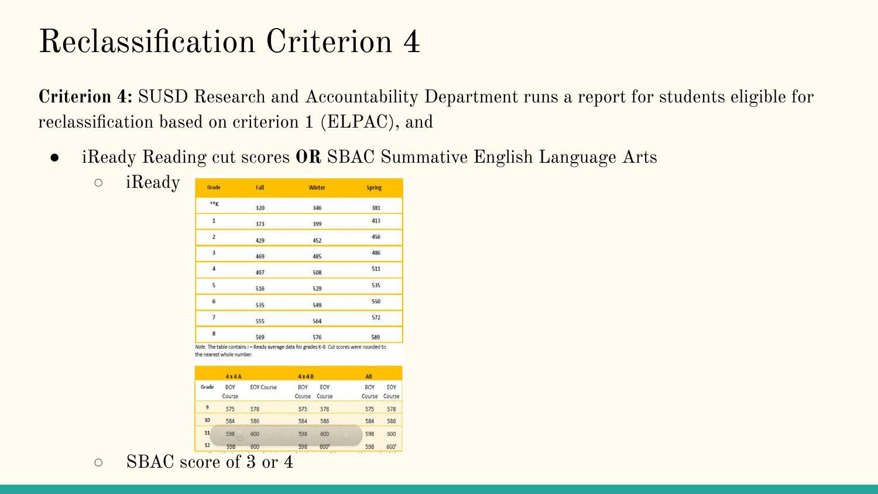# Reclassification Criterion 4

**Criterion 4:** SUSD Research and Accountability Department runs a report for students eligible for reclassification based on criterion 1 (ELPAC), and

- iReady Reading cut scores **OR** SBAC Summative English Language Arts
  - iReady

| Grade | Fall | Winter | Spring |
|---|---|---|---|
| **K | 320 | 346 | 381 |
| 1 | 373 | 399 | 413 |
| 2 | 429 | 452 | 456 |
| 3 | 469 | 485 | 486 |
| 4 | 497 | 508 | 511 |
| 5 | 516 | 529 | 535 |
| 6 | 535 | 549 | 550 |
| 7 | 555 | 564 | 572 |
| 8 | 569 | 576 | 589 |

*Note.* The table contains i – Ready average data for grades K-8. Cut scores were rounded to the nearest whole number.

| | 4 x 4 A | | 4 x 4 B | | AB | |
|---|---|---|---|---|---|---|
| Grade | BOY Course | EOY Course | BOY Course | EOY Course | BOY Course | EOY Course |
| 9 | 575 | 578 | 575 | 578 | 575 | 578 |
| 10 | 584 | 586 | 584 | 586 | 584 | 586 |
| 11 | 598 | 600 | 598 | 600 | 598 | 600 |
| 12 | 598 | 600 | 598 | 600[1] | 598 | 600[1] |

  - SBAC score of 3 or 4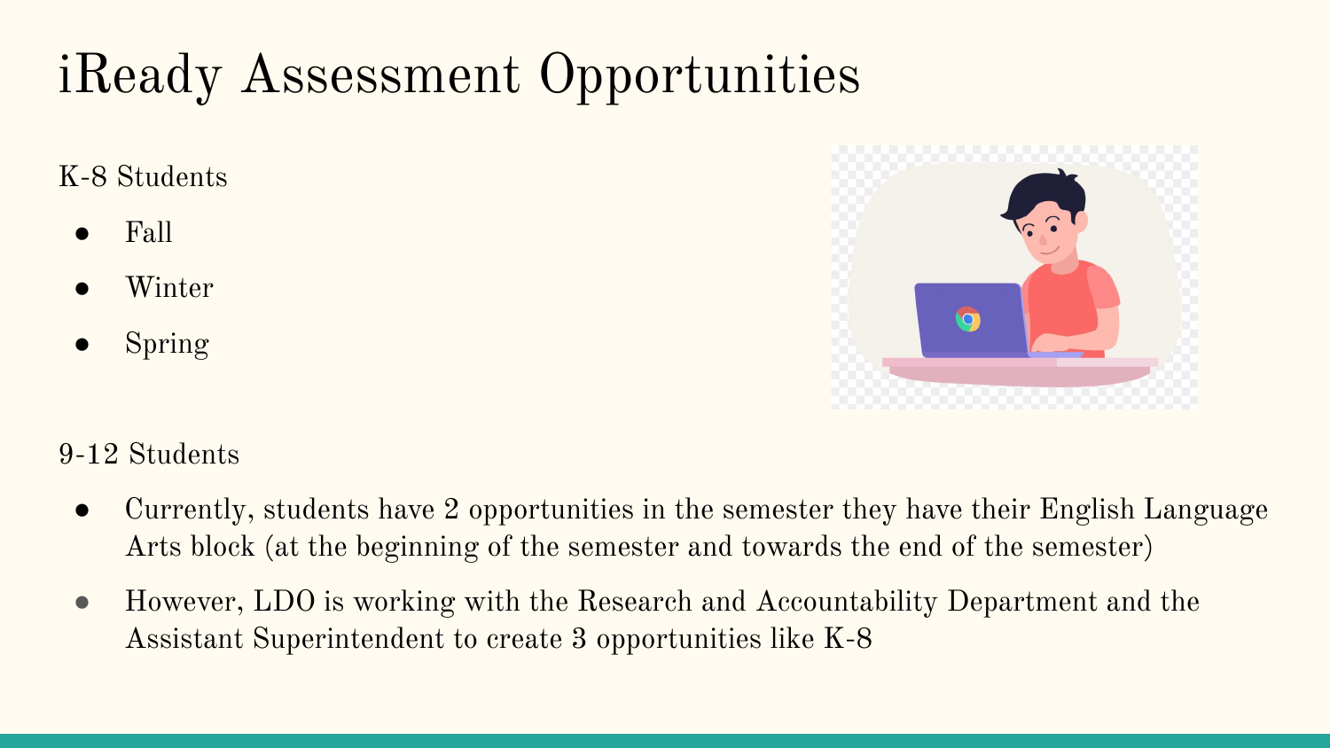# iReady Assessment Opportunities

K-8 Students

- Fall
- Winter
- Spring

9-12 Students

- Currently, students have 2 opportunities in the semester they have their English Language Arts block (at the beginning of the semester and towards the end of the semester)
- However, LDO is working with the Research and Accountability Department and the Assistant Superintendent to create 3 opportunities like K-8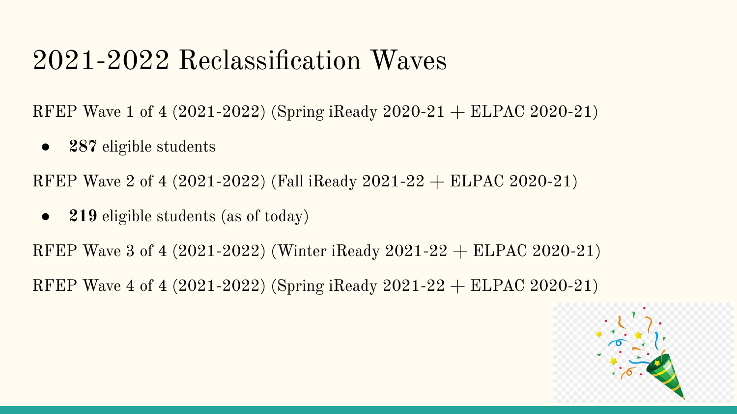# 2021-2022 Reclassification Waves

RFEP Wave 1 of 4 (2021-2022) (Spring iReady 2020-21 + ELPAC 2020-21)

- **287** eligible students

RFEP Wave 2 of 4 (2021-2022) (Fall iReady 2021-22 + ELPAC 2020-21)

- **219** eligible students (as of today)

RFEP Wave 3 of 4 (2021-2022) (Winter iReady 2021-22 + ELPAC 2020-21)

RFEP Wave 4 of 4 (2021-2022) (Spring iReady 2021-22 + ELPAC 2020-21)